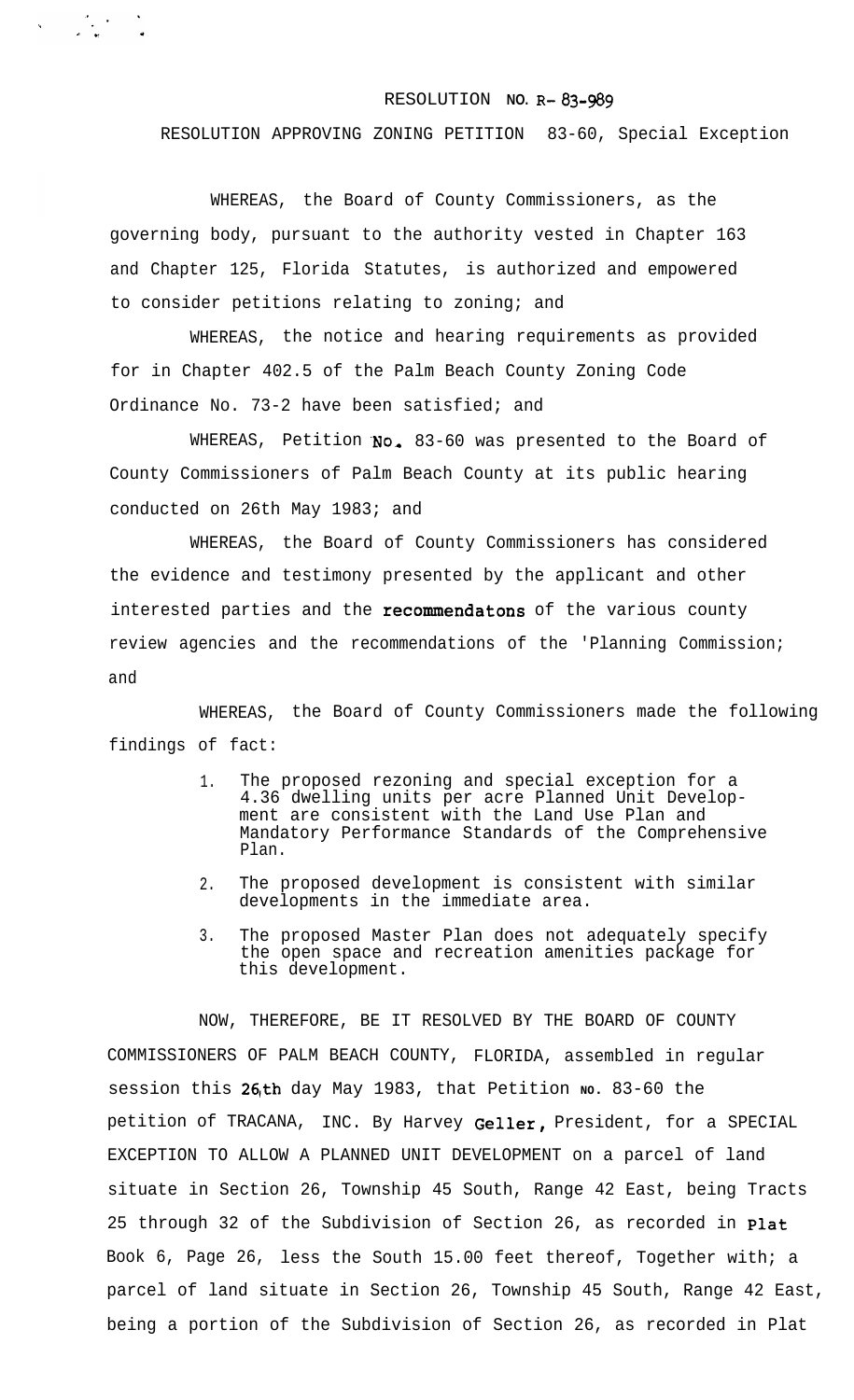RESOLUTION NO. R- 83-989

RESOLUTION APPROVING ZONING PETITION 83-60, Special Exception

WHEREAS, the Board of County Commissioners, as the governing body, pursuant to the authority vested in Chapter 163 and Chapter 125, Florida Statutes, is authorized and empowered to consider petitions relating to zoning; and

WHEREAS, the notice and hearing requirements as provided for in Chapter 402.5 of the Palm Beach County Zoning Code Ordinance No. 73-2 have been satisfied; and

WHEREAS, Petition No. 83-60 was presented to the Board of County Commissioners of Palm Beach County at its public hearing conducted on 26th May 1983; and

WHEREAS, the Board of County Commissioners has considered the evidence and testimony presented by the applicant and other interested parties and the recommendatons of the various county review agencies and the recommendations of the 'Planning Commission; and

WHEREAS, the Board of County Commissioners made the following findings of fact:

1. The proposed rezoning and special exception for a 4.36 dwelling units per acre Planned Unit Development are consistent with the Land Use Plan and Mandatory Performance Standards of the Comprehensive Plan.
2. The proposed development is consistent with similar developments in the immediate area.
3. The proposed Master Plan does not adequately specify the open space and recreation amenities package for this development.

NOW, THEREFORE, BE IT RESOLVED BY THE BOARD OF COUNTY COMMISSIONERS OF PALM BEACH COUNTY, FLORIDA, assembled in regular session this 26th day May 1983, that Petition No. 83-60 the petition of TRACANA, INC. By Harvey Geller, President, for a SPECIAL EXCEPTION TO ALLOW A PLANNED UNIT DEVELOPMENT on a parcel of land situate in Section 26, Township 45 South, Range 42 East, being Tracts 25 through 32 of the Subdivision of Section 26, as recorded in Plat Book 6, Page 26, less the South 15.00 feet thereof, Together with; a parcel of land situate in Section 26, Township 45 South, Range 42 East, being a portion of the Subdivision of Section 26, as recorded in Plat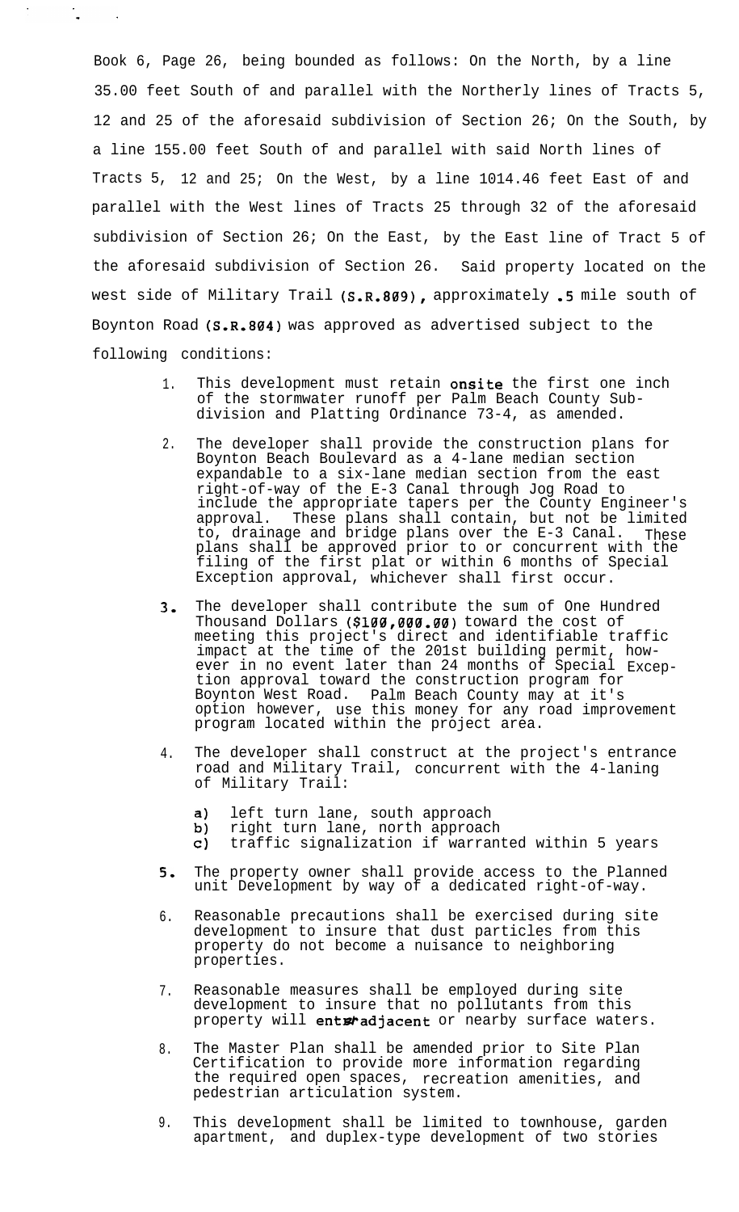Book 6, Page 26, being bounded as follows: On the North, by a line 35.00 feet South of and parallel with the Northerly lines of Tracts 5, 12 and 25 of the aforesaid subdivision of Section 26; On the South, by a line 155.00 feet South of and parallel with said North lines of Tracts 5, 12 and 25; On the West, by a line 1014.46 feet East of and parallel with the West lines of Tracts 25 through 32 of the aforesaid subdivision of Section 26; On the East, by the East line of Tract 5 of the aforesaid subdivision of Section 26. Said property located on the west side of Military Trail (S.R.809), approximately .5 mile south of Boynton Road (S.R.804) was approved as advertised subject to the following conditions:

1. This development must retain onsite the first one inch of the stormwater runoff per Palm Beach County Subdivision and Platting Ordinance 73-4, as amended.

2. The developer shall provide the construction plans for Boynton Beach Boulevard as a 4-lane median section expandable to a six-lane median section from the east right-of-way of the E-3 Canal through Jog Road to include the appropriate tapers per the County Engineer's approval. These plans shall contain, but not be limited to, drainage and bridge plans over the E-3 Canal. These plans shall be approved prior to or concurrent with the filing of the first plat or within 6 months of Special Exception approval, whichever shall first occur.

3. The developer shall contribute the sum of One Hundred Thousand Dollars ($100,000.00) toward the cost of meeting this project's direct and identifiable traffic impact at the time of the 201st building permit, however in no event later than 24 months of Special Exception approval toward the construction program for Boynton West Road. Palm Beach County may at it's option however, use this money for any road improvement program located within the project area.

4. The developer shall construct at the project's entrance road and Military Trail, concurrent with the 4-laning of Military Trail:

   a) left turn lane, south approach
   b) right turn lane, north approach
   c) traffic signalization if warranted within 5 years

5. The property owner shall provide access to the Planned unit Development by way of a dedicated right-of-way.

6. Reasonable precautions shall be exercised during site development to insure that dust particles from this property do not become a nuisance to neighboring properties.

7. Reasonable measures shall be employed during site development to insure that no pollutants from this property will enter adjacent or nearby surface waters.

8. The Master Plan shall be amended prior to Site Plan Certification to provide more information regarding the required open spaces, recreation amenities, and pedestrian articulation system.

9. This development shall be limited to townhouse, garden apartment, and duplex-type development of two stories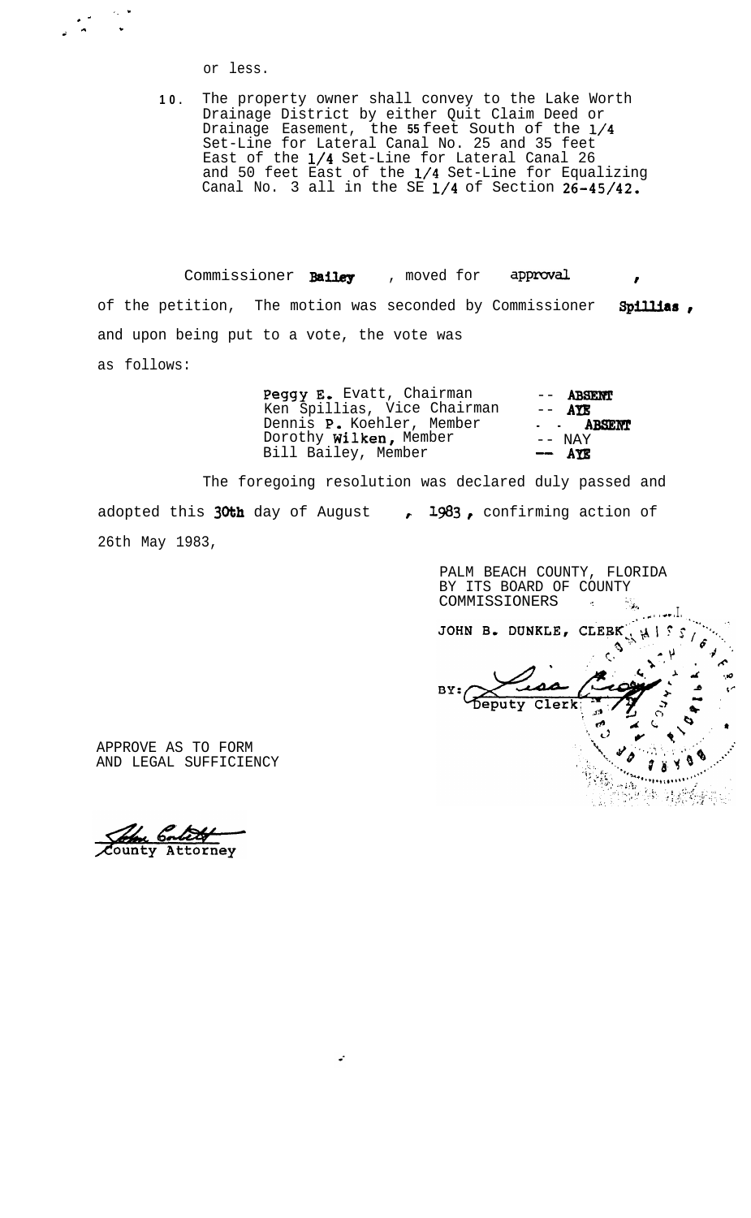or less.

10. The property owner shall convey to the Lake Worth Drainage District by either Quit Claim Deed or Drainage Easement, the 55 feet South of the 1/4 Set-Line for Lateral Canal No. 25 and 35 feet East of the 1/4 Set-Line for Lateral Canal 26 and 50 feet East of the 1/4 Set-Line for Equalizing Canal No. 3 all in the SE 1/4 of Section 26-45/42.

Commissioner Bailey, moved for approval, of the petition, The motion was seconded by Commissioner Spillias, and upon being put to a vote, the vote was as follows:

| | |
|---|---|
| Peggy E. Evatt, Chairman | -- ABSENT |
| Ken Spillias, Vice Chairman | -- AYE |
| Dennis P. Koehler, Member | -- ABSENT |
| Dorothy Wilken, Member | -- NAY |
| Bill Bailey, Member | -- AYE |

The foregoing resolution was declared duly passed and adopted this 30th day of August, 1983, confirming action of 26th May 1983,

PALM BEACH COUNTY, FLORIDA
BY ITS BOARD OF COUNTY
COMMISSIONERS

JOHN B. DUNKLE, CLERK

BY: Deputy Clerk

APPROVE AS TO FORM
AND LEGAL SUFFICIENCY

County Attorney